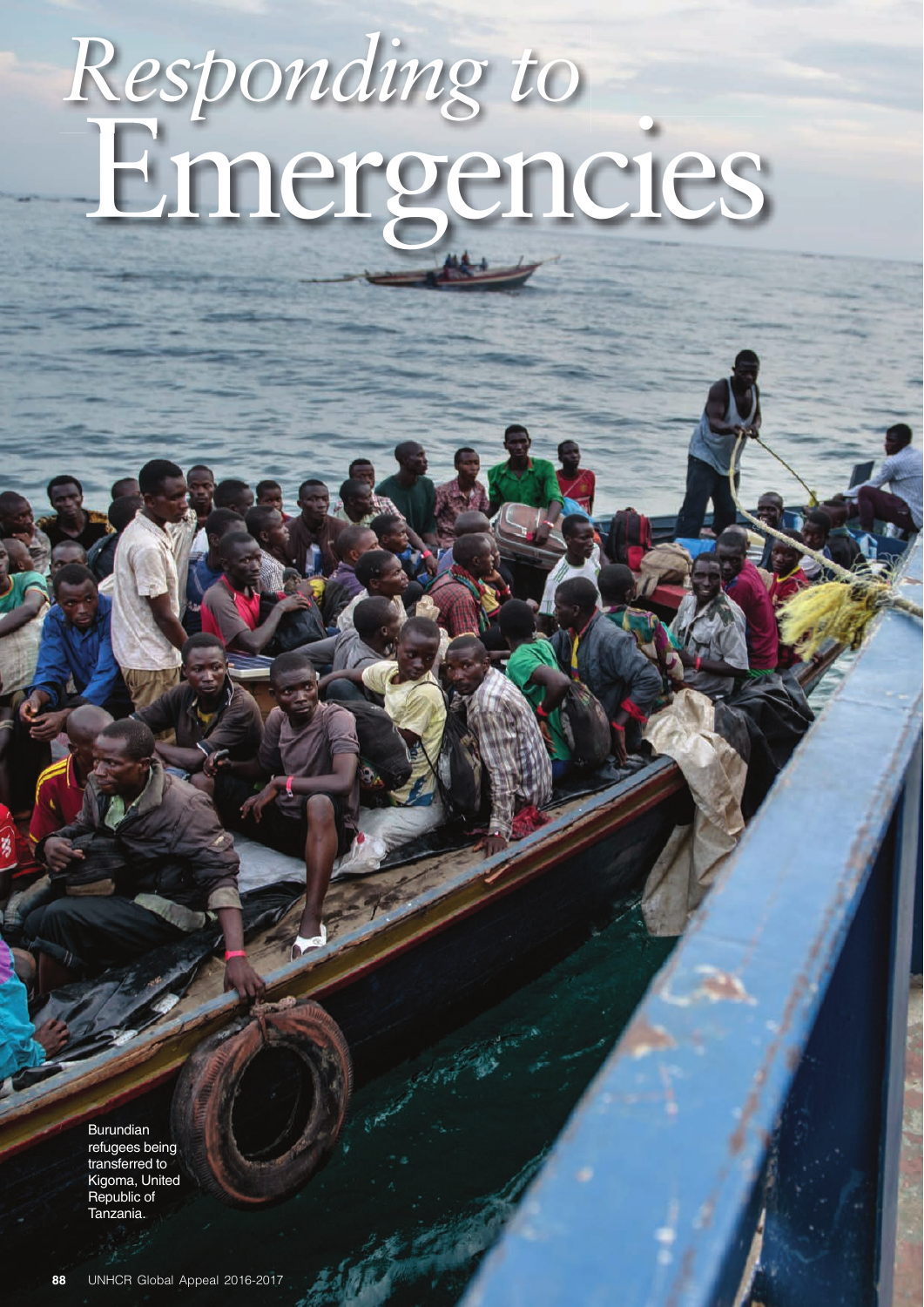# *Responding to* Emergencies

Burundian refugees being transferred to Kigoma, United Republic of Tanzania.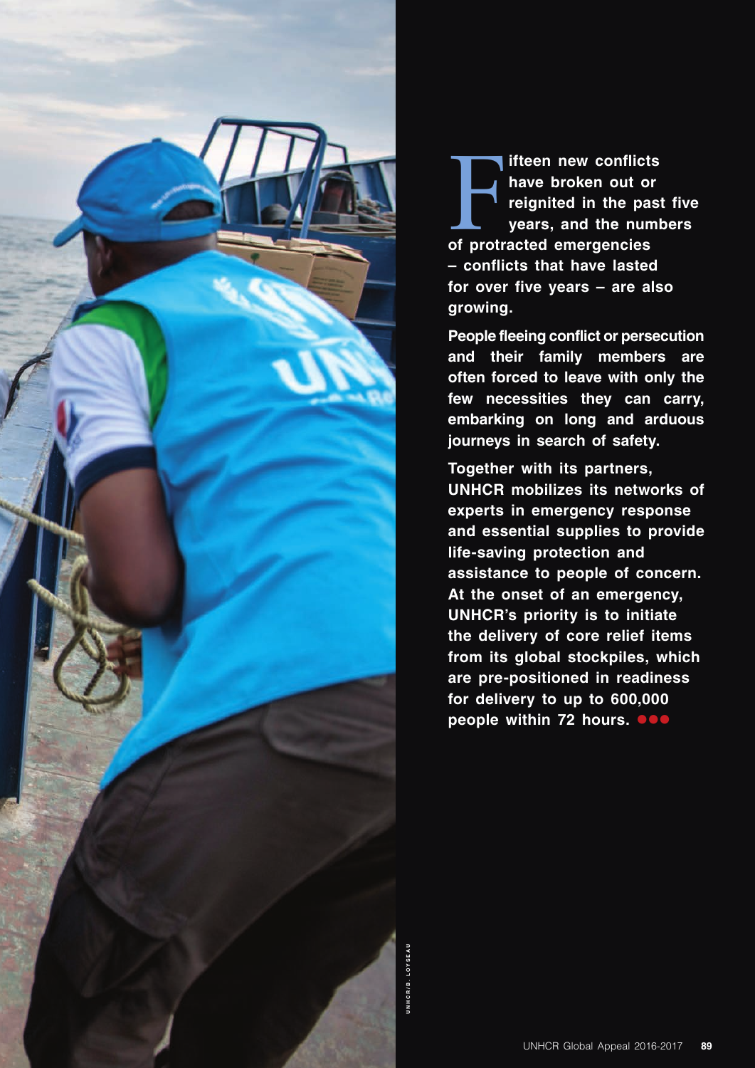**Fifteen new conflicts have broken out or reignited in the past five years, and the numbers of protracted emergencies – conflicts that have lasted for over five years – are also growing.**

**People fleeing conflict or persecution and their family members are often forced to leave with only the few necessities they can carry, embarking on long and arduous journeys in search of safety.**

**Together with its partners, UNHCR mobilizes its networks of experts in emergency response and essential supplies to provide life-saving protection and assistance to people of concern. At the onset of an emergency, UNHCR's priority is to initiate the delivery of core relief items from its global stockpiles, which are pre-positioned in readiness for delivery to up to 600,000 people within 72 hours.**

UNHCR/B. LOYSEAU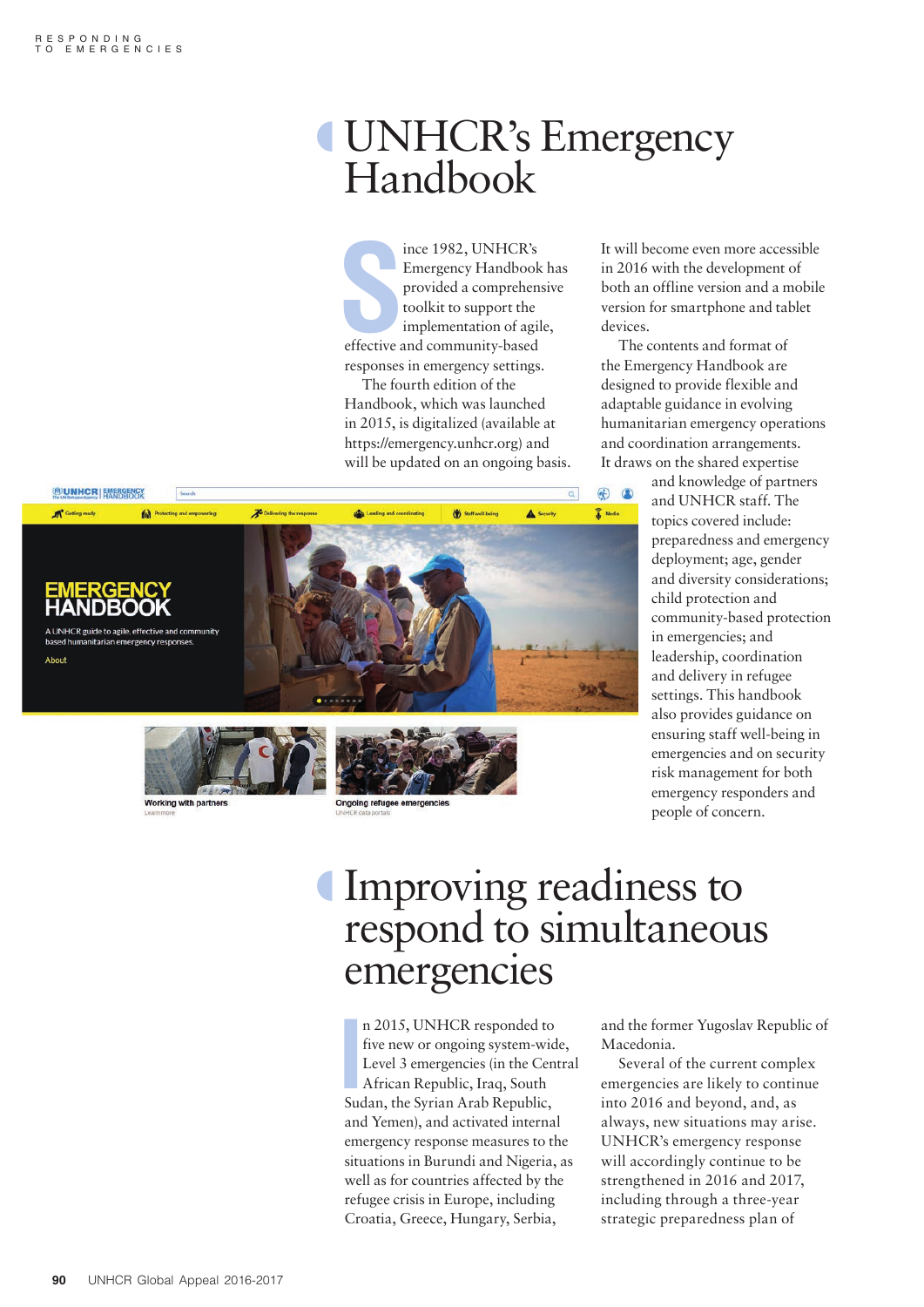# UNHCR's Emergency Handbook

Since 1982, UNHCR's Emergency Handbook has provided a comprehensive toolkit to support the implementation of agile, effective and community-based responses in emergency settings.

The fourth edition of the Handbook, which was launched in 2015, is digitalized (available at https://emergency.unhcr.org) and will be updated on an ongoing basis. It will become even more accessible in 2016 with the development of both an offline version and a mobile version for smartphone and tablet devices.

The contents and format of the Emergency Handbook are designed to provide flexible and adaptable guidance in evolving humanitarian emergency operations and coordination arrangements. It draws on the shared expertise and knowledge of partners and UNHCR staff. The topics covered include: preparedness and emergency deployment; age, gender and diversity considerations; child protection and community-based protection in emergencies; and leadership, coordination and delivery in refugee settings. This handbook also provides guidance on ensuring staff well-being in emergencies and on security risk management for both emergency responders and people of concern.

# Improving readiness to respond to simultaneous emergencies

In 2015, UNHCR responded to five new or ongoing system-wide, Level 3 emergencies (in the Central African Republic, Iraq, South Sudan, the Syrian Arab Republic, and Yemen), and activated internal emergency response measures to the situations in Burundi and Nigeria, as well as for countries affected by the refugee crisis in Europe, including Croatia, Greece, Hungary, Serbia, and the former Yugoslav Republic of Macedonia.

Several of the current complex emergencies are likely to continue into 2016 and beyond, and, as always, new situations may arise. UNHCR's emergency response will accordingly continue to be strengthened in 2016 and 2017, including through a three-year strategic preparedness plan of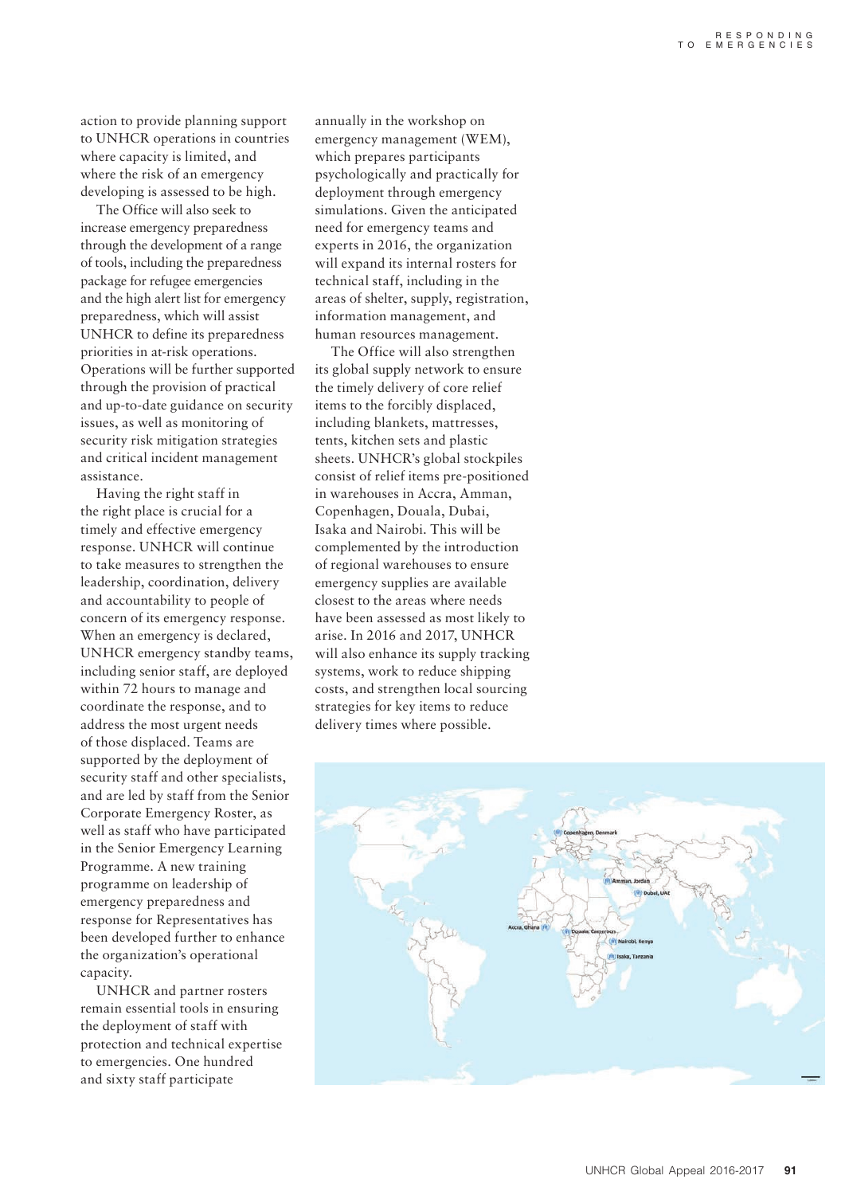action to provide planning support to UNHCR operations in countries where capacity is limited, and where the risk of an emergency developing is assessed to be high.

The Office will also seek to increase emergency preparedness through the development of a range of tools, including the preparedness package for refugee emergencies and the high alert list for emergency preparedness, which will assist UNHCR to define its preparedness priorities in at-risk operations. Operations will be further supported through the provision of practical and up-to-date guidance on security issues, as well as monitoring of security risk mitigation strategies and critical incident management assistance.

Having the right staff in the right place is crucial for a timely and effective emergency response. UNHCR will continue to take measures to strengthen the leadership, coordination, delivery and accountability to people of concern of its emergency response. When an emergency is declared, UNHCR emergency standby teams, including senior staff, are deployed within 72 hours to manage and coordinate the response, and to address the most urgent needs of those displaced. Teams are supported by the deployment of security staff and other specialists, and are led by staff from the Senior Corporate Emergency Roster, as well as staff who have participated in the Senior Emergency Learning Programme. A new training programme on leadership of emergency preparedness and response for Representatives has been developed further to enhance the organization's operational capacity.

UNHCR and partner rosters remain essential tools in ensuring the deployment of staff with protection and technical expertise to emergencies. One hundred and sixty staff participate annually in the workshop on emergency management (WEM), which prepares participants psychologically and practically for deployment through emergency simulations. Given the anticipated need for emergency teams and experts in 2016, the organization will expand its internal rosters for technical staff, including in the areas of shelter, supply, registration, information management, and human resources management.

The Office will also strengthen its global supply network to ensure the timely delivery of core relief items to the forcibly displaced, including blankets, mattresses, tents, kitchen sets and plastic sheets. UNHCR's global stockpiles consist of relief items pre-positioned in warehouses in Accra, Amman, Copenhagen, Douala, Dubai, Isaka and Nairobi. This will be complemented by the introduction of regional warehouses to ensure emergency supplies are available closest to the areas where needs have been assessed as most likely to arise. In 2016 and 2017, UNHCR will also enhance its supply tracking systems, work to reduce shipping costs, and strengthen local sourcing strategies for key items to reduce delivery times where possible.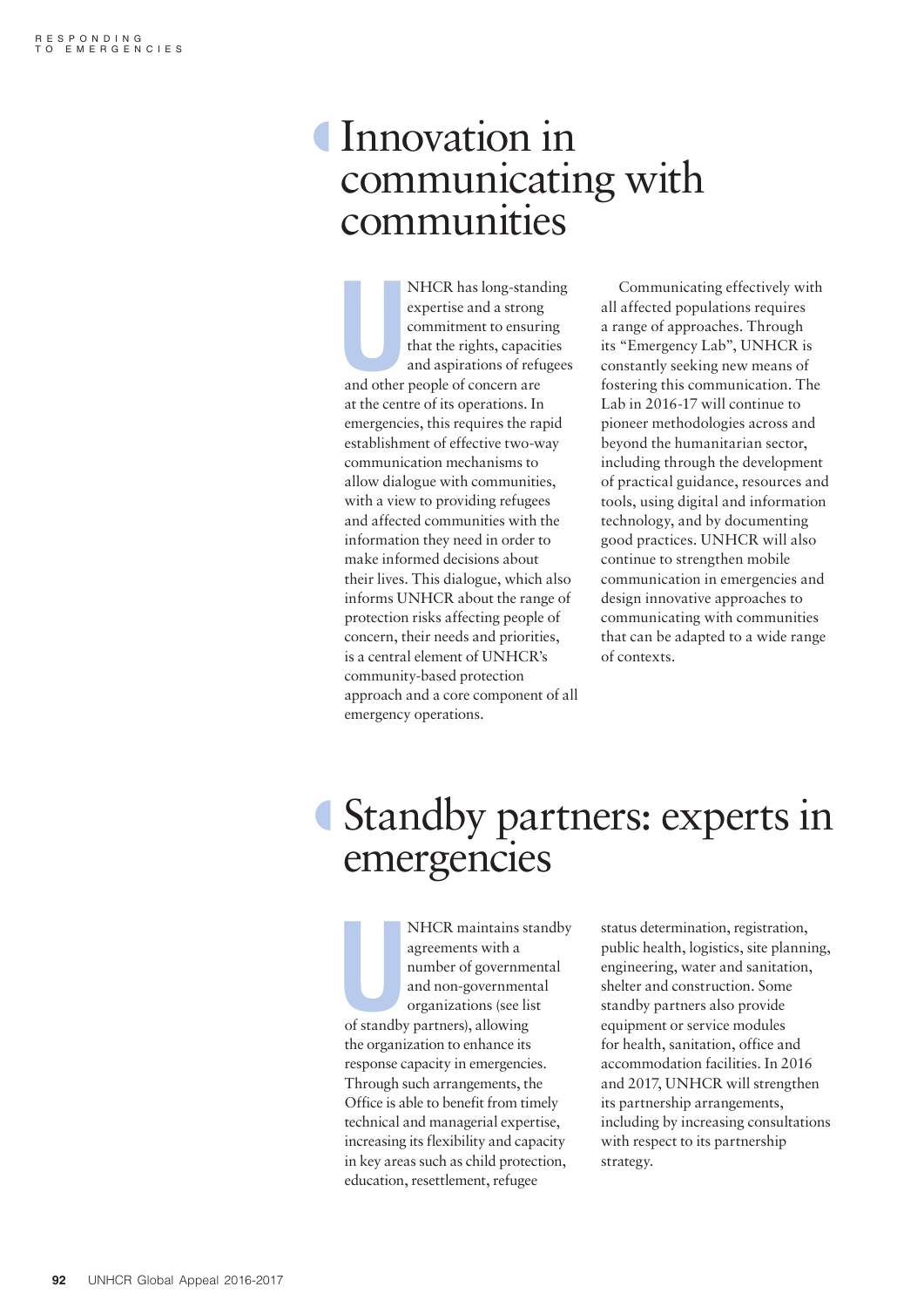# Innovation in communicating with communities

UNHCR has long-standing expertise and a strong commitment to ensuring that the rights, capacities and aspirations of refugees and other people of concern are at the centre of its operations. In emergencies, this requires the rapid establishment of effective two-way communication mechanisms to allow dialogue with communities, with a view to providing refugees and affected communities with the information they need in order to make informed decisions about their lives. This dialogue, which also informs UNHCR about the range of protection risks affecting people of concern, their needs and priorities, is a central element of UNHCR's community-based protection approach and a core component of all emergency operations.

Communicating effectively with all affected populations requires a range of approaches. Through its "Emergency Lab", UNHCR is constantly seeking new means of fostering this communication. The Lab in 2016-17 will continue to pioneer methodologies across and beyond the humanitarian sector, including through the development of practical guidance, resources and tools, using digital and information technology, and by documenting good practices. UNHCR will also continue to strengthen mobile communication in emergencies and design innovative approaches to communicating with communities that can be adapted to a wide range of contexts.

# Standby partners: experts in emergencies

UNHCR maintains standby agreements with a number of governmental and non-governmental organizations (see list of standby partners), allowing the organization to enhance its response capacity in emergencies. Through such arrangements, the Office is able to benefit from timely technical and managerial expertise, increasing its flexibility and capacity in key areas such as child protection, education, resettlement, refugee status determination, registration, public health, logistics, site planning, engineering, water and sanitation, shelter and construction. Some standby partners also provide equipment or service modules for health, sanitation, office and accommodation facilities. In 2016 and 2017, UNHCR will strengthen its partnership arrangements, including by increasing consultations with respect to its partnership strategy.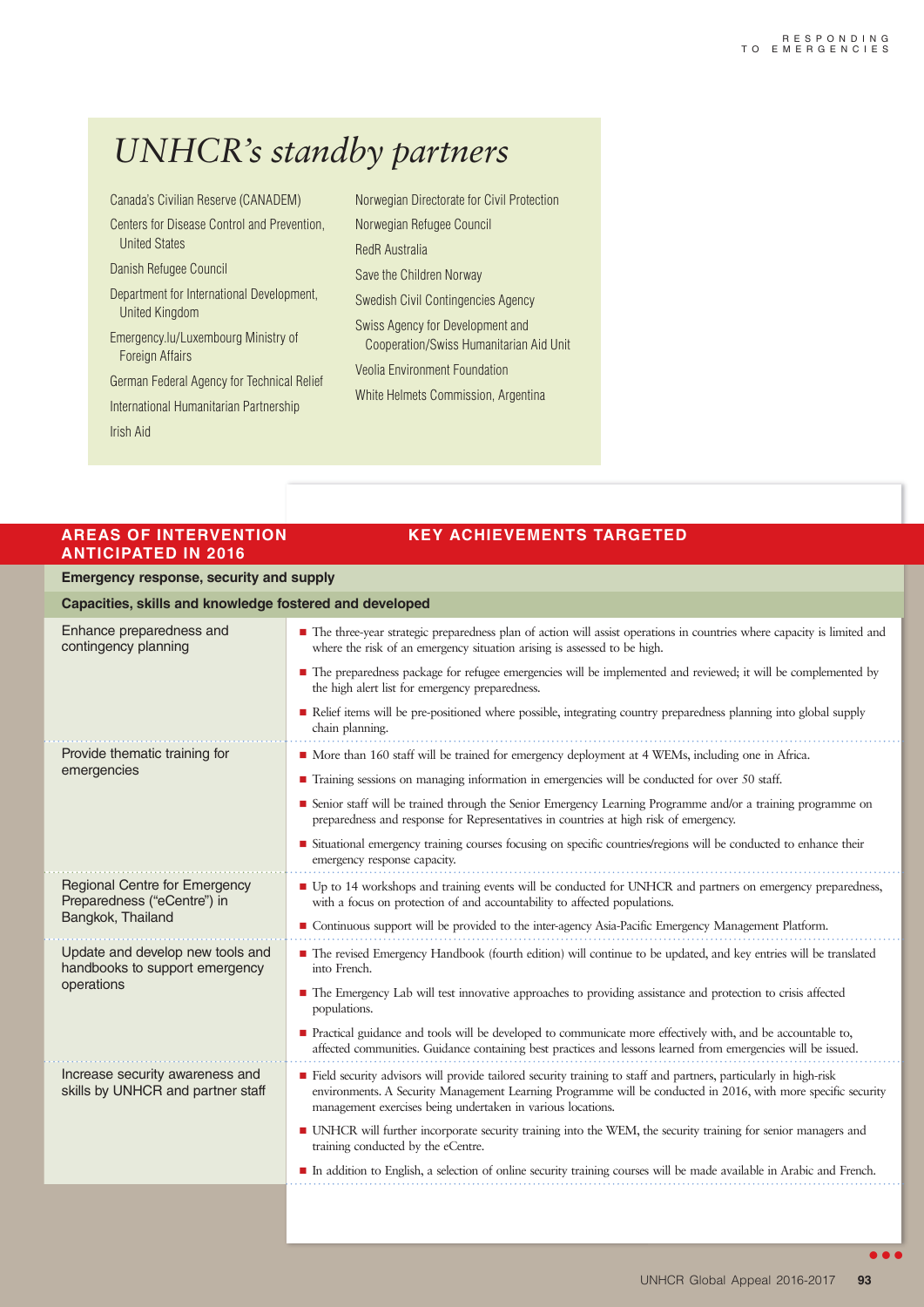## *UNHCR's standby partners*

- Canada's Civilian Reserve (CANADEM)
- Centers for Disease Control and Prevention, United States
- Danish Refugee Council
- Department for International Development, United Kingdom
- Emergency.lu/Luxembourg Ministry of Foreign Affairs
- German Federal Agency for Technical Relief
- International Humanitarian Partnership
- Irish Aid
- Norwegian Directorate for Civil Protection
- Norwegian Refugee Council
- RedR Australia
- Save the Children Norway
- Swedish Civil Contingencies Agency
- Swiss Agency for Development and Cooperation/Swiss Humanitarian Aid Unit
- Veolia Environment Foundation
- White Helmets Commission, Argentina

| AREAS OF INTERVENTION ANTICIPATED IN 2016 | KEY ACHIEVEMENTS TARGETED |
|---|---|
| **Emergency response, security and supply** | |
| **Capacities, skills and knowledge fostered and developed** | |
| Enhance preparedness and contingency planning | ■ The three-year strategic preparedness plan of action will assist operations in countries where capacity is limited and where the risk of an emergency situation arising is assessed to be high.<br>■ The preparedness package for refugee emergencies will be implemented and reviewed; it will be complemented by the high alert list for emergency preparedness.<br>■ Relief items will be pre-positioned where possible, integrating country preparedness planning into global supply chain planning. |
| Provide thematic training for emergencies | ■ More than 160 staff will be trained for emergency deployment at 4 WEMs, including one in Africa.<br>■ Training sessions on managing information in emergencies will be conducted for over 50 staff.<br>■ Senior staff will be trained through the Senior Emergency Learning Programme and/or a training programme on preparedness and response for Representatives in countries at high risk of emergency.<br>■ Situational emergency training courses focusing on specific countries/regions will be conducted to enhance their emergency response capacity. |
| Regional Centre for Emergency Preparedness ("eCentre") in Bangkok, Thailand | ■ Up to 14 workshops and training events will be conducted for UNHCR and partners on emergency preparedness, with a focus on protection of and accountability to affected populations.<br>■ Continuous support will be provided to the inter-agency Asia-Pacific Emergency Management Platform. |
| Update and develop new tools and handbooks to support emergency operations | ■ The revised Emergency Handbook (fourth edition) will continue to be updated, and key entries will be translated into French.<br>■ The Emergency Lab will test innovative approaches to providing assistance and protection to crisis affected populations.<br>■ Practical guidance and tools will be developed to communicate more effectively with, and be accountable to, affected communities. Guidance containing best practices and lessons learned from emergencies will be issued. |
| Increase security awareness and skills by UNHCR and partner staff | ■ Field security advisors will provide tailored security training to staff and partners, particularly in high-risk environments. A Security Management Learning Programme will be conducted in 2016, with more specific security management exercises being undertaken in various locations.<br>■ UNHCR will further incorporate security training into the WEM, the security training for senior managers and training conducted by the eCentre.<br>■ In addition to English, a selection of online security training courses will be made available in Arabic and French. |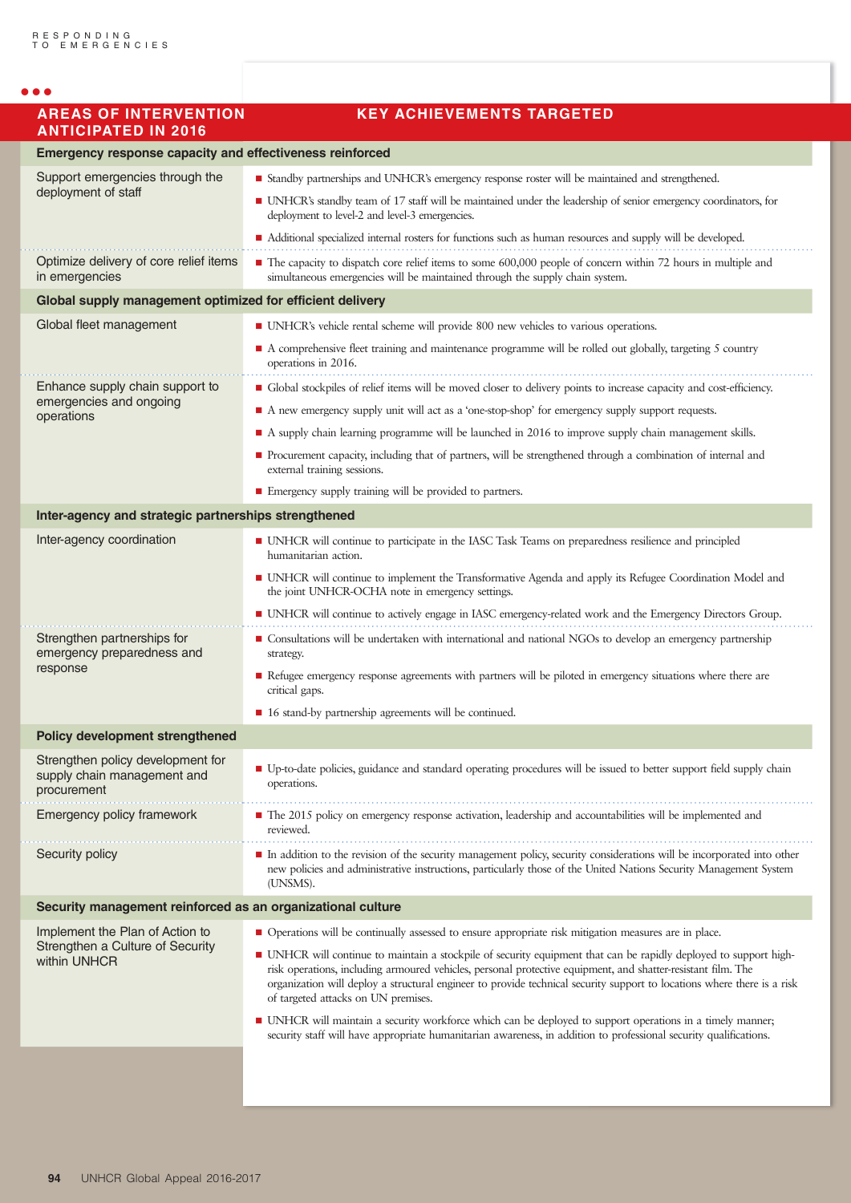| AREAS OF INTERVENTION ANTICIPATED IN 2016 | KEY ACHIEVEMENTS TARGETED |
|---|---|
| **Emergency response capacity and effectiveness reinforced** | |
| Support emergencies through the deployment of staff | ■ Standby partnerships and UNHCR's emergency response roster will be maintained and strengthened.<br>■ UNHCR's standby team of 17 staff will be maintained under the leadership of senior emergency coordinators, for deployment to level-2 and level-3 emergencies.<br>■ Additional specialized internal rosters for functions such as human resources and supply will be developed. |
| Optimize delivery of core relief items in emergencies | ■ The capacity to dispatch core relief items to some 600,000 people of concern within 72 hours in multiple and simultaneous emergencies will be maintained through the supply chain system. |
| **Global supply management optimized for efficient delivery** | |
| Global fleet management | ■ UNHCR's vehicle rental scheme will provide 800 new vehicles to various operations.<br>■ A comprehensive fleet training and maintenance programme will be rolled out globally, targeting 5 country operations in 2016. |
| Enhance supply chain support to emergencies and ongoing operations | ■ Global stockpiles of relief items will be moved closer to delivery points to increase capacity and cost-efficiency.<br>■ A new emergency supply unit will act as a 'one-stop-shop' for emergency supply support requests.<br>■ A supply chain learning programme will be launched in 2016 to improve supply chain management skills.<br>■ Procurement capacity, including that of partners, will be strengthened through a combination of internal and external training sessions.<br>■ Emergency supply training will be provided to partners. |
| **Inter-agency and strategic partnerships strengthened** | |
| Inter-agency coordination | ■ UNHCR will continue to participate in the IASC Task Teams on preparedness resilience and principled humanitarian action.<br>■ UNHCR will continue to implement the Transformative Agenda and apply its Refugee Coordination Model and the joint UNHCR-OCHA note in emergency settings.<br>■ UNHCR will continue to actively engage in IASC emergency-related work and the Emergency Directors Group. |
| Strengthen partnerships for emergency preparedness and response | ■ Consultations will be undertaken with international and national NGOs to develop an emergency partnership strategy.<br>■ Refugee emergency response agreements with partners will be piloted in emergency situations where there are critical gaps.<br>■ 16 stand-by partnership agreements will be continued. |
| **Policy development strengthened** | |
| Strengthen policy development for supply chain management and procurement | ■ Up-to-date policies, guidance and standard operating procedures will be issued to better support field supply chain operations. |
| Emergency policy framework | ■ The 2015 policy on emergency response activation, leadership and accountabilities will be implemented and reviewed. |
| Security policy | ■ In addition to the revision of the security management policy, security considerations will be incorporated into other new policies and administrative instructions, particularly those of the United Nations Security Management System (UNSMS). |
| **Security management reinforced as an organizational culture** | |
| Implement the Plan of Action to Strengthen a Culture of Security within UNHCR | ■ Operations will be continually assessed to ensure appropriate risk mitigation measures are in place.<br>■ UNHCR will continue to maintain a stockpile of security equipment that can be rapidly deployed to support high-risk operations, including armoured vehicles, personal protective equipment, and shatter-resistant film. The organization will deploy a structural engineer to provide technical security support to locations where there is a risk of targeted attacks on UN premises.<br>■ UNHCR will maintain a security workforce which can be deployed to support operations in a timely manner; security staff will have appropriate humanitarian awareness, in addition to professional security qualifications. |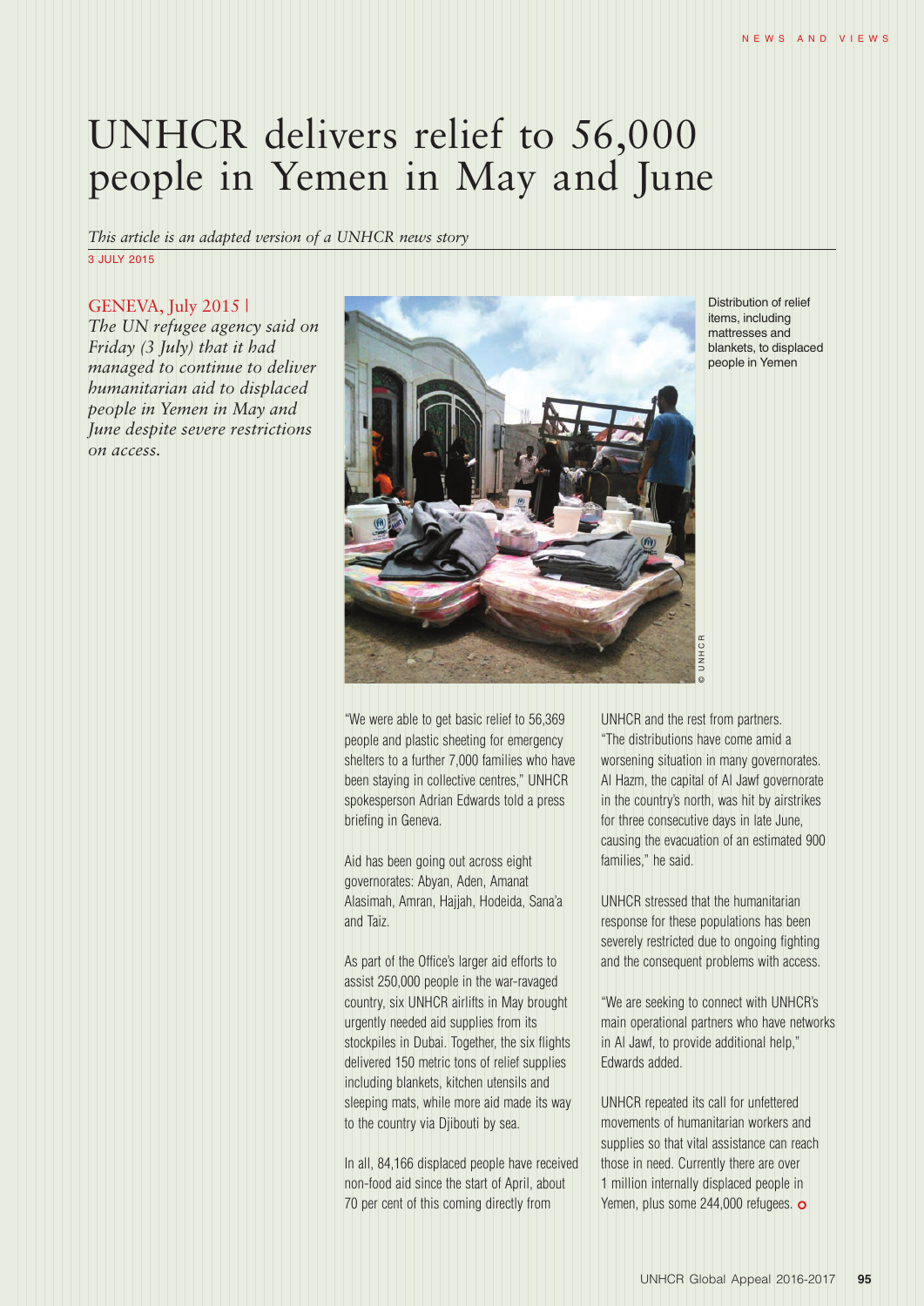# UNHCR delivers relief to 56,000 people in Yemen in May and June

*This article is an adapted version of a UNHCR news story*

3 JULY 2015

GENEVA, July 2015 | *The UN refugee agency said on Friday (3 July) that it had managed to continue to deliver humanitarian aid to displaced people in Yemen in May and June despite severe restrictions on access.*

Distribution of relief items, including mattresses and blankets, to displaced people in Yemen

© UNHCR

"We were able to get basic relief to 56,369 people and plastic sheeting for emergency shelters to a further 7,000 families who have been staying in collective centres," UNHCR spokesperson Adrian Edwards told a press briefing in Geneva.

Aid has been going out across eight governorates: Abyan, Aden, Amanat Alasimah, Amran, Hajjah, Hodeida, Sana'a and Taiz.

As part of the Office's larger aid efforts to assist 250,000 people in the war-ravaged country, six UNHCR airlifts in May brought urgently needed aid supplies from its stockpiles in Dubai. Together, the six flights delivered 150 metric tons of relief supplies including blankets, kitchen utensils and sleeping mats, while more aid made its way to the country via Djibouti by sea.

In all, 84,166 displaced people have received non-food aid since the start of April, about 70 per cent of this coming directly from UNHCR and the rest from partners.

"The distributions have come amid a worsening situation in many governorates. Al Hazm, the capital of Al Jawf governorate in the country's north, was hit by airstrikes for three consecutive days in late June, causing the evacuation of an estimated 900 families," he said.

UNHCR stressed that the humanitarian response for these populations has been severely restricted due to ongoing fighting and the consequent problems with access.

"We are seeking to connect with UNHCR's main operational partners who have networks in Al Jawf, to provide additional help," Edwards added.

UNHCR repeated its call for unfettered movements of humanitarian workers and supplies so that vital assistance can reach those in need. Currently there are over 1 million internally displaced people in Yemen, plus some 244,000 refugees.